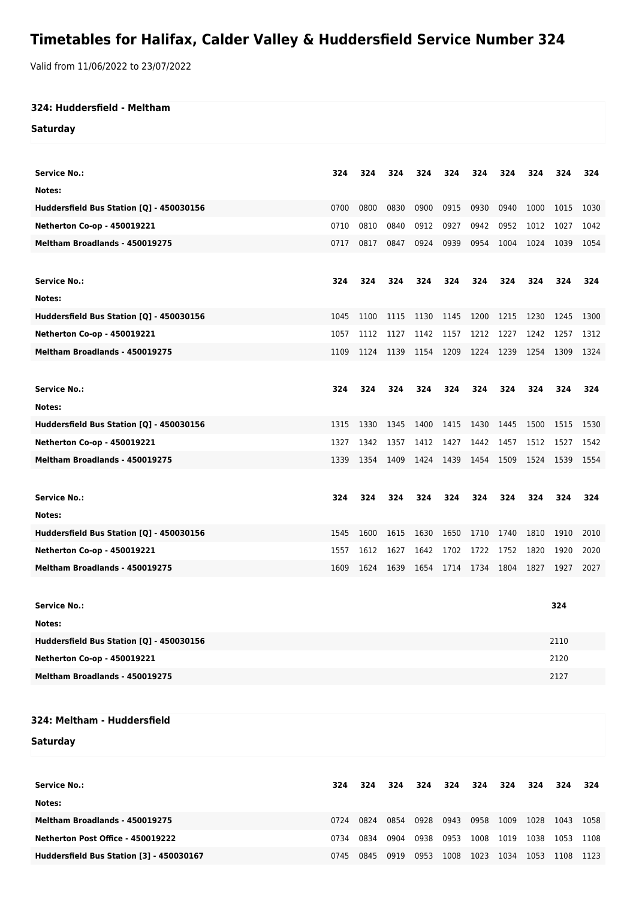# Timetables for Halifax, Calder Valley & Huddersfield Service Number 324

Valid from 11/06/2022 to 23/07/2022

## 324: Huddersfield - Meltham

### Saturday

| Service No.: | 324 | 324 | 324 | 324 | 324 | 324 | 324 | 324 | 324 | 324 |
|---|---|---|---|---|---|---|---|---|---|---|
| Notes: | | | | | | | | | | |
| Huddersfield Bus Station [Q] - 450030156 | 0700 | 0800 | 0830 | 0900 | 0915 | 0930 | 0940 | 1000 | 1015 | 1030 |
| Netherton Co-op - 450019221 | 0710 | 0810 | 0840 | 0912 | 0927 | 0942 | 0952 | 1012 | 1027 | 1042 |
| Meltham Broadlands - 450019275 | 0717 | 0817 | 0847 | 0924 | 0939 | 0954 | 1004 | 1024 | 1039 | 1054 |

| Service No.: | 324 | 324 | 324 | 324 | 324 | 324 | 324 | 324 | 324 | 324 |
|---|---|---|---|---|---|---|---|---|---|---|
| Notes: | | | | | | | | | | |
| Huddersfield Bus Station [Q] - 450030156 | 1045 | 1100 | 1115 | 1130 | 1145 | 1200 | 1215 | 1230 | 1245 | 1300 |
| Netherton Co-op - 450019221 | 1057 | 1112 | 1127 | 1142 | 1157 | 1212 | 1227 | 1242 | 1257 | 1312 |
| Meltham Broadlands - 450019275 | 1109 | 1124 | 1139 | 1154 | 1209 | 1224 | 1239 | 1254 | 1309 | 1324 |

| Service No.: | 324 | 324 | 324 | 324 | 324 | 324 | 324 | 324 | 324 | 324 |
|---|---|---|---|---|---|---|---|---|---|---|
| Notes: | | | | | | | | | | |
| Huddersfield Bus Station [Q] - 450030156 | 1315 | 1330 | 1345 | 1400 | 1415 | 1430 | 1445 | 1500 | 1515 | 1530 |
| Netherton Co-op - 450019221 | 1327 | 1342 | 1357 | 1412 | 1427 | 1442 | 1457 | 1512 | 1527 | 1542 |
| Meltham Broadlands - 450019275 | 1339 | 1354 | 1409 | 1424 | 1439 | 1454 | 1509 | 1524 | 1539 | 1554 |

| Service No.: | 324 | 324 | 324 | 324 | 324 | 324 | 324 | 324 | 324 | 324 |
|---|---|---|---|---|---|---|---|---|---|---|
| Notes: | | | | | | | | | | |
| Huddersfield Bus Station [Q] - 450030156 | 1545 | 1600 | 1615 | 1630 | 1650 | 1710 | 1740 | 1810 | 1910 | 2010 |
| Netherton Co-op - 450019221 | 1557 | 1612 | 1627 | 1642 | 1702 | 1722 | 1752 | 1820 | 1920 | 2020 |
| Meltham Broadlands - 450019275 | 1609 | 1624 | 1639 | 1654 | 1714 | 1734 | 1804 | 1827 | 1927 | 2027 |

| Service No.: | 324 |
|---|---|
| Notes: | |
| Huddersfield Bus Station [Q] - 450030156 | 2110 |
| Netherton Co-op - 450019221 | 2120 |
| Meltham Broadlands - 450019275 | 2127 |

## 324: Meltham - Huddersfield

### Saturday

| Service No.: | 324 | 324 | 324 | 324 | 324 | 324 | 324 | 324 | 324 | 324 |
|---|---|---|---|---|---|---|---|---|---|---|
| Notes: | | | | | | | | | | |
| Meltham Broadlands - 450019275 | 0724 | 0824 | 0854 | 0928 | 0943 | 0958 | 1009 | 1028 | 1043 | 1058 |
| Netherton Post Office - 450019222 | 0734 | 0834 | 0904 | 0938 | 0953 | 1008 | 1019 | 1038 | 1053 | 1108 |
| Huddersfield Bus Station [3] - 450030167 | 0745 | 0845 | 0919 | 0953 | 1008 | 1023 | 1034 | 1053 | 1108 | 1123 |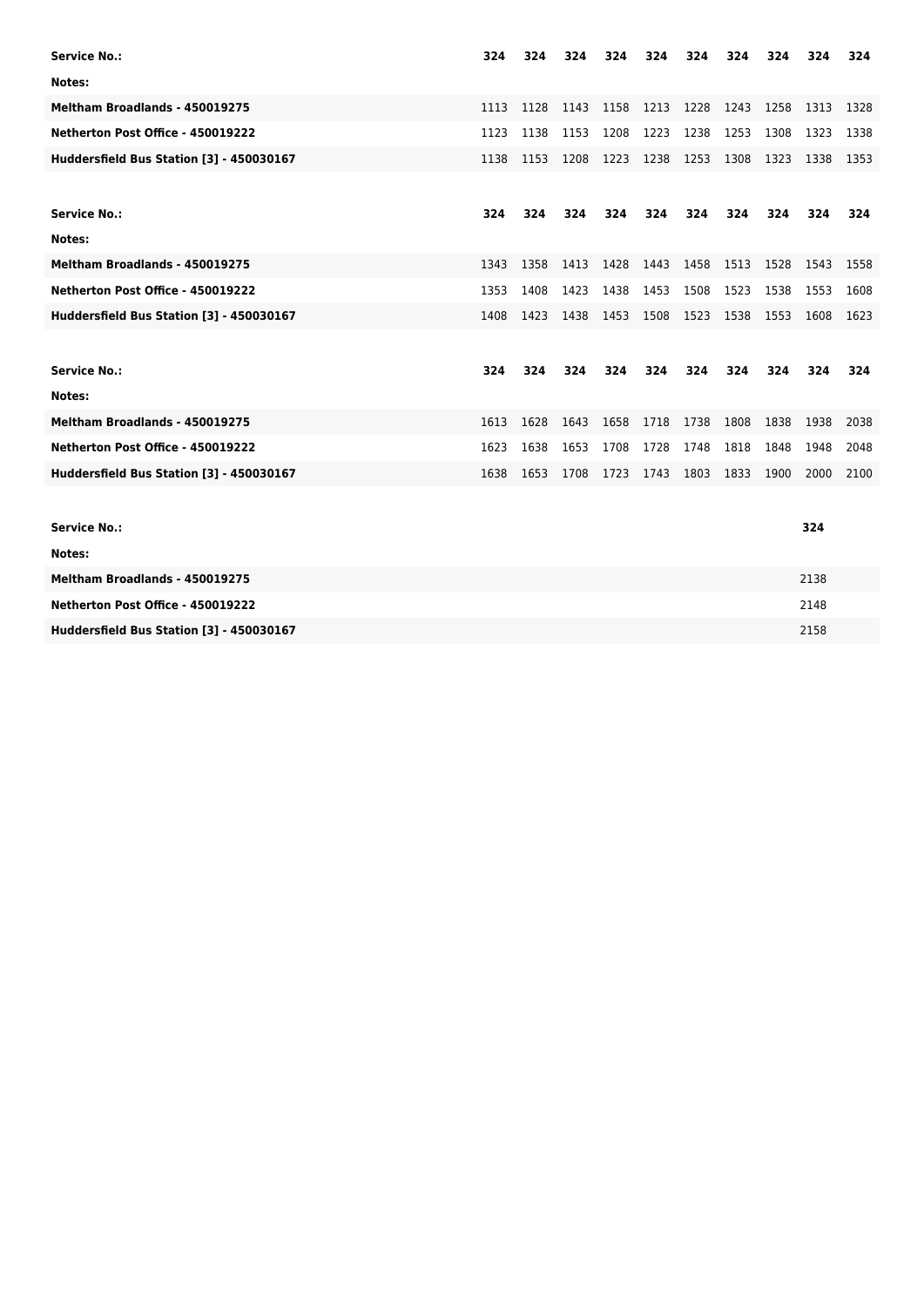| Service No.: | 324 | 324 | 324 | 324 | 324 | 324 | 324 | 324 | 324 | 324 |
| --- | --- | --- | --- | --- | --- | --- | --- | --- | --- | --- |
| Notes: | | | | | | | | | | |
| Meltham Broadlands - 450019275 | 1113 | 1128 | 1143 | 1158 | 1213 | 1228 | 1243 | 1258 | 1313 | 1328 |
| Netherton Post Office - 450019222 | 1123 | 1138 | 1153 | 1208 | 1223 | 1238 | 1253 | 1308 | 1323 | 1338 |
| Huddersfield Bus Station [3] - 450030167 | 1138 | 1153 | 1208 | 1223 | 1238 | 1253 | 1308 | 1323 | 1338 | 1353 |

| Service No.: | 324 | 324 | 324 | 324 | 324 | 324 | 324 | 324 | 324 | 324 |
| --- | --- | --- | --- | --- | --- | --- | --- | --- | --- | --- |
| Notes: | | | | | | | | | | |
| Meltham Broadlands - 450019275 | 1343 | 1358 | 1413 | 1428 | 1443 | 1458 | 1513 | 1528 | 1543 | 1558 |
| Netherton Post Office - 450019222 | 1353 | 1408 | 1423 | 1438 | 1453 | 1508 | 1523 | 1538 | 1553 | 1608 |
| Huddersfield Bus Station [3] - 450030167 | 1408 | 1423 | 1438 | 1453 | 1508 | 1523 | 1538 | 1553 | 1608 | 1623 |

| Service No.: | 324 | 324 | 324 | 324 | 324 | 324 | 324 | 324 | 324 | 324 |
| --- | --- | --- | --- | --- | --- | --- | --- | --- | --- | --- |
| Notes: | | | | | | | | | | |
| Meltham Broadlands - 450019275 | 1613 | 1628 | 1643 | 1658 | 1718 | 1738 | 1808 | 1838 | 1938 | 2038 |
| Netherton Post Office - 450019222 | 1623 | 1638 | 1653 | 1708 | 1728 | 1748 | 1818 | 1848 | 1948 | 2048 |
| Huddersfield Bus Station [3] - 450030167 | 1638 | 1653 | 1708 | 1723 | 1743 | 1803 | 1833 | 1900 | 2000 | 2100 |

| Service No.: | 324 |
| --- | --- |
| Notes: | |
| Meltham Broadlands - 450019275 | 2138 |
| Netherton Post Office - 450019222 | 2148 |
| Huddersfield Bus Station [3] - 450030167 | 2158 |